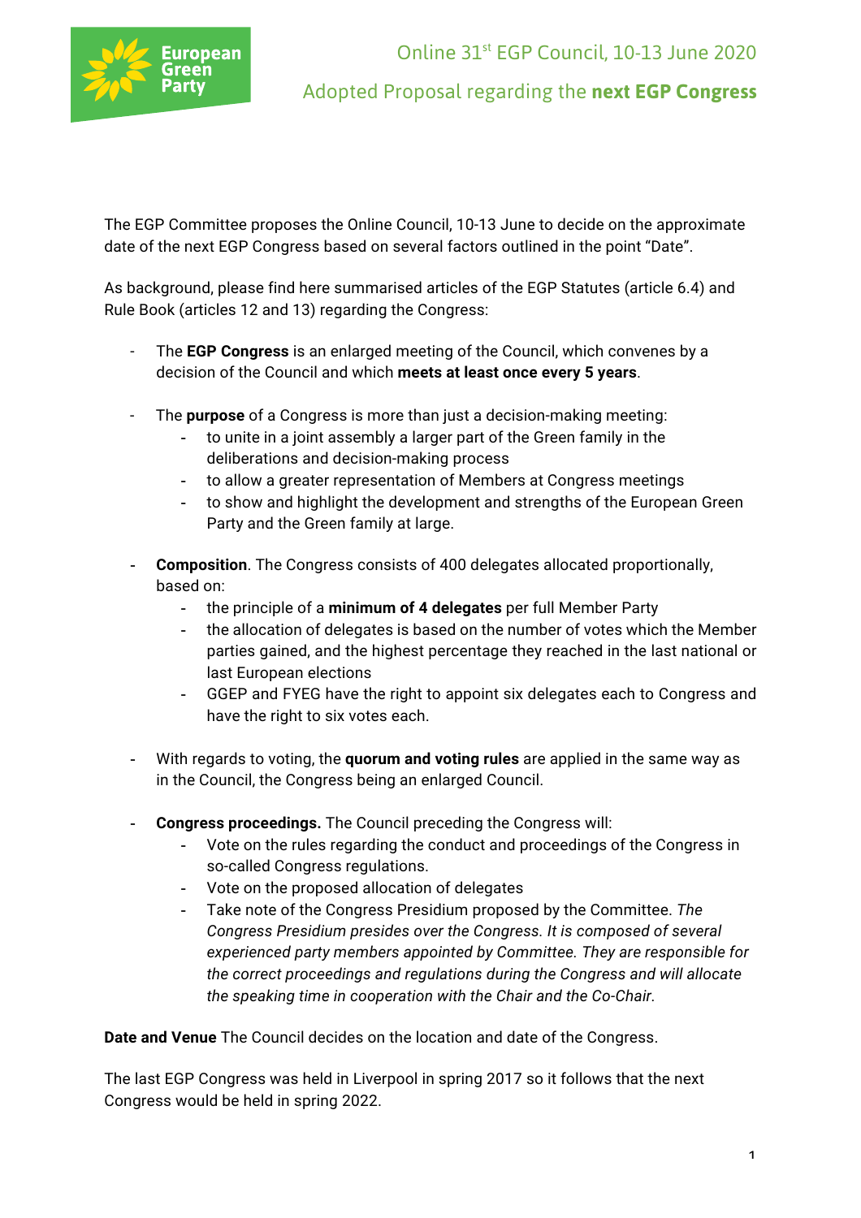# Online 31st EGP Council, 10-13 June 2020

## Adopted Proposal regarding the **next EGP Congress**

The EGP Committee proposes the Online Council, 10-13 June to decide on the approximate date of the next EGP Congress based on several factors outlined in the point "Date".

As background, please find here summarised articles of the EGP Statutes (article 6.4) and Rule Book (articles 12 and 13) regarding the Congress:

- The **EGP Congress** is an enlarged meeting of the Council, which convenes by a decision of the Council and which **meets at least once every 5 years**.

- The **purpose** of a Congress is more than just a decision-making meeting:
    - to unite in a joint assembly a larger part of the Green family in the deliberations and decision-making process
    - to allow a greater representation of Members at Congress meetings
    - to show and highlight the development and strengths of the European Green Party and the Green family at large.

- **Composition**. The Congress consists of 400 delegates allocated proportionally, based on:
    - the principle of a **minimum of 4 delegates** per full Member Party
    - the allocation of delegates is based on the number of votes which the Member parties gained, and the highest percentage they reached in the last national or last European elections
    - GGEP and FYEG have the right to appoint six delegates each to Congress and have the right to six votes each.

- With regards to voting, the **quorum and voting rules** are applied in the same way as in the Council, the Congress being an enlarged Council.

- **Congress proceedings.** The Council preceding the Congress will:
    - Vote on the rules regarding the conduct and proceedings of the Congress in so-called Congress regulations.
    - Vote on the proposed allocation of delegates
    - Take note of the Congress Presidium proposed by the Committee. *The Congress Presidium presides over the Congress. It is composed of several experienced party members appointed by Committee. They are responsible for the correct proceedings and regulations during the Congress and will allocate the speaking time in cooperation with the Chair and the Co-Chair.*

**Date and Venue** The Council decides on the location and date of the Congress.

The last EGP Congress was held in Liverpool in spring 2017 so it follows that the next Congress would be held in spring 2022.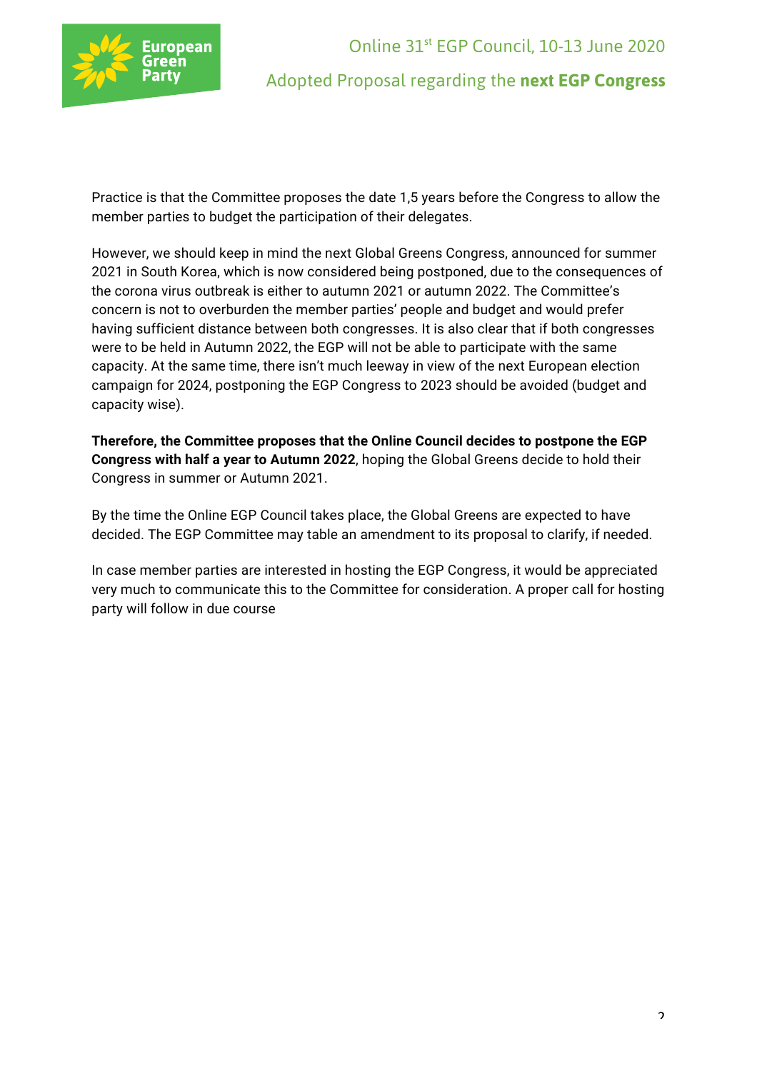Practice is that the Committee proposes the date 1,5 years before the Congress to allow the member parties to budget the participation of their delegates.

However, we should keep in mind the next Global Greens Congress, announced for summer 2021 in South Korea, which is now considered being postponed, due to the consequences of the corona virus outbreak is either to autumn 2021 or autumn 2022. The Committee's concern is not to overburden the member parties' people and budget and would prefer having sufficient distance between both congresses. It is also clear that if both congresses were to be held in Autumn 2022, the EGP will not be able to participate with the same capacity. At the same time, there isn't much leeway in view of the next European election campaign for 2024, postponing the EGP Congress to 2023 should be avoided (budget and capacity wise).

**Therefore, the Committee proposes that the Online Council decides to postpone the EGP Congress with half a year to Autumn 2022**, hoping the Global Greens decide to hold their Congress in summer or Autumn 2021.

By the time the Online EGP Council takes place, the Global Greens are expected to have decided. The EGP Committee may table an amendment to its proposal to clarify, if needed.

In case member parties are interested in hosting the EGP Congress, it would be appreciated very much to communicate this to the Committee for consideration. A proper call for hosting party will follow in due course